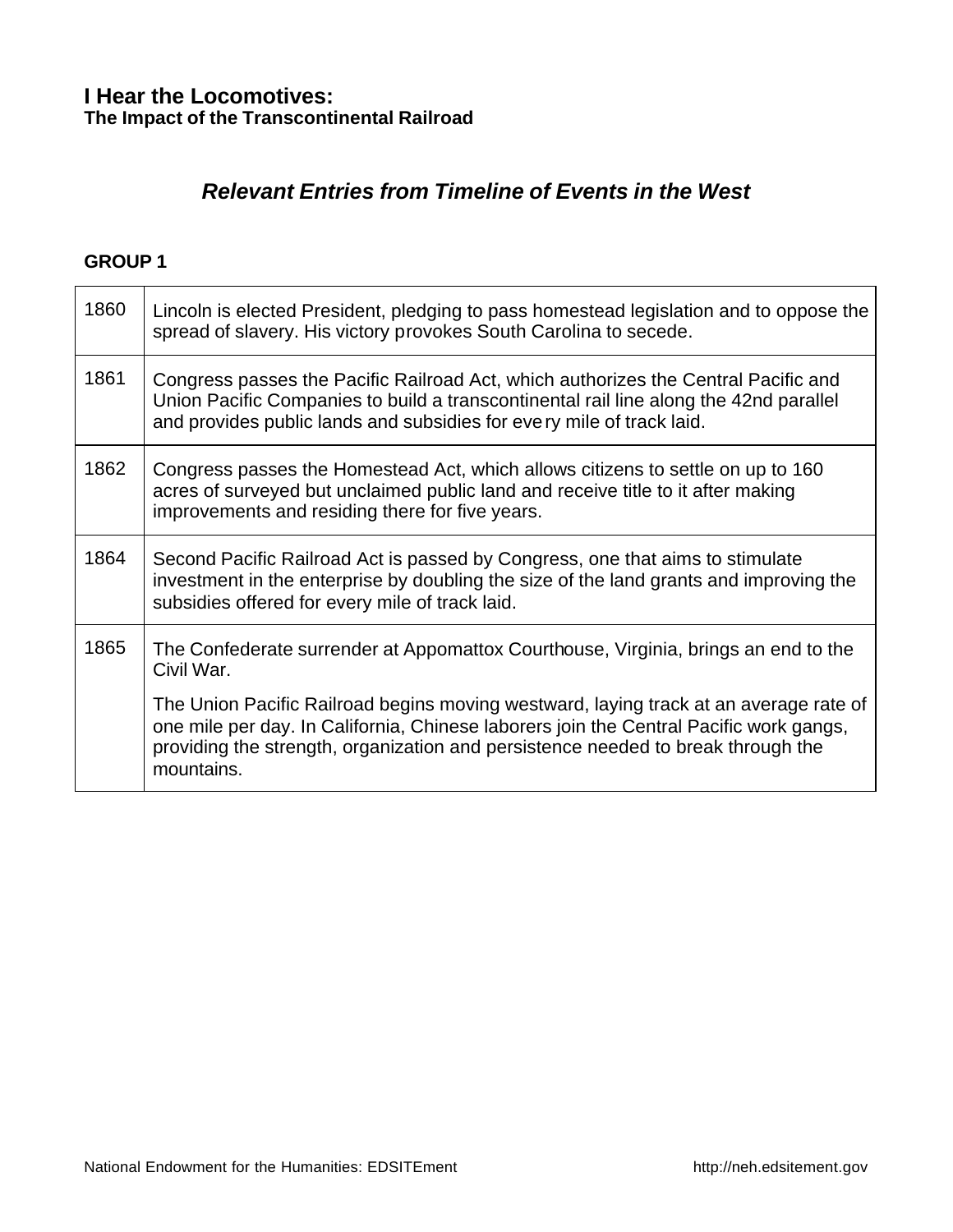# I Hear the Locomotives:
**The Impact of the Transcontinental Railroad**

## *Relevant Entries from Timeline of Events in the West*

**GROUP 1**

| | |
|---|---|
| 1860 | Lincoln is elected President, pledging to pass homestead legislation and to oppose the spread of slavery. His victory provokes South Carolina to secede. |
| 1861 | Congress passes the Pacific Railroad Act, which authorizes the Central Pacific and Union Pacific Companies to build a transcontinental rail line along the 42nd parallel and provides public lands and subsidies for every mile of track laid. |
| 1862 | Congress passes the Homestead Act, which allows citizens to settle on up to 160 acres of surveyed but unclaimed public land and receive title to it after making improvements and residing there for five years. |
| 1864 | Second Pacific Railroad Act is passed by Congress, one that aims to stimulate investment in the enterprise by doubling the size of the land grants and improving the subsidies offered for every mile of track laid. |
| 1865 | The Confederate surrender at Appomattox Courthouse, Virginia, brings an end to the Civil War.<br><br>The Union Pacific Railroad begins moving westward, laying track at an average rate of one mile per day. In California, Chinese laborers join the Central Pacific work gangs, providing the strength, organization and persistence needed to break through the mountains. |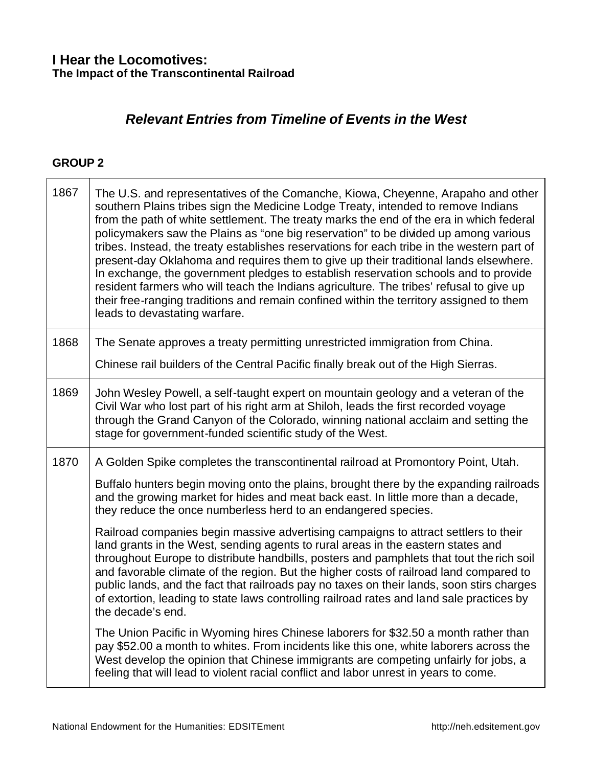**I Hear the Locomotives:**
**The Impact of the Transcontinental Railroad**

## *Relevant Entries from Timeline of Events in the West*

### GROUP 2

| | |
|---|---|
| 1867 | The U.S. and representatives of the Comanche, Kiowa, Cheyenne, Arapaho and other southern Plains tribes sign the Medicine Lodge Treaty, intended to remove Indians from the path of white settlement. The treaty marks the end of the era in which federal policymakers saw the Plains as "one big reservation" to be divided up among various tribes. Instead, the treaty establishes reservations for each tribe in the western part of present-day Oklahoma and requires them to give up their traditional lands elsewhere. In exchange, the government pledges to establish reservation schools and to provide resident farmers who will teach the Indians agriculture. The tribes' refusal to give up their free-ranging traditions and remain confined within the territory assigned to them leads to devastating warfare. |
| 1868 | The Senate approves a treaty permitting unrestricted immigration from China.<br><br>Chinese rail builders of the Central Pacific finally break out of the High Sierras. |
| 1869 | John Wesley Powell, a self-taught expert on mountain geology and a veteran of the Civil War who lost part of his right arm at Shiloh, leads the first recorded voyage through the Grand Canyon of the Colorado, winning national acclaim and setting the stage for government-funded scientific study of the West. |
| 1870 | A Golden Spike completes the transcontinental railroad at Promontory Point, Utah.<br><br>Buffalo hunters begin moving onto the plains, brought there by the expanding railroads and the growing market for hides and meat back east. In little more than a decade, they reduce the once numberless herd to an endangered species.<br><br>Railroad companies begin massive advertising campaigns to attract settlers to their land grants in the West, sending agents to rural areas in the eastern states and throughout Europe to distribute handbills, posters and pamphlets that tout the rich soil and favorable climate of the region. But the higher costs of railroad land compared to public lands, and the fact that railroads pay no taxes on their lands, soon stirs charges of extortion, leading to state laws controlling railroad rates and land sale practices by the decade's end.<br><br>The Union Pacific in Wyoming hires Chinese laborers for $32.50 a month rather than pay $52.00 a month to whites. From incidents like this one, white laborers across the West develop the opinion that Chinese immigrants are competing unfairly for jobs, a feeling that will lead to violent racial conflict and labor unrest in years to come. |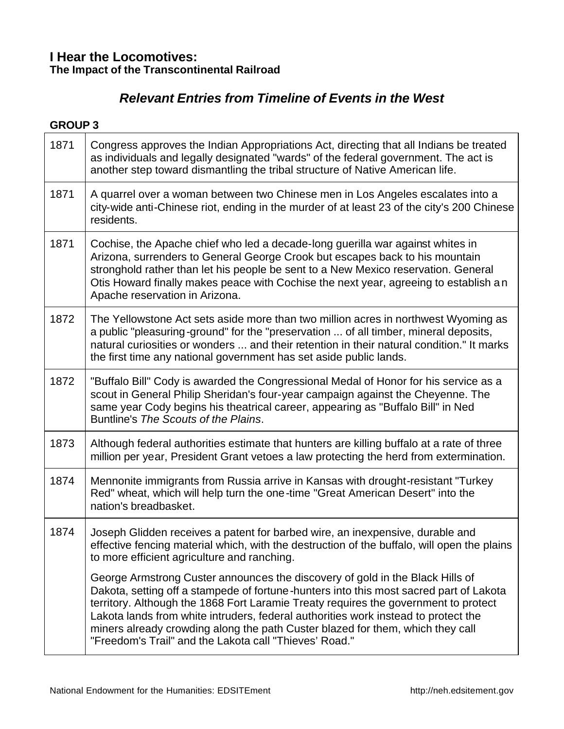# I Hear the Locomotives:
**The Impact of the Transcontinental Railroad**

## *Relevant Entries from Timeline of Events in the West*

**GROUP 3**

| | |
|---|---|
| 1871 | Congress approves the Indian Appropriations Act, directing that all Indians be treated as individuals and legally designated "wards" of the federal government. The act is another step toward dismantling the tribal structure of Native American life. |
| 1871 | A quarrel over a woman between two Chinese men in Los Angeles escalates into a city-wide anti-Chinese riot, ending in the murder of at least 23 of the city's 200 Chinese residents. |
| 1871 | Cochise, the Apache chief who led a decade-long guerilla war against whites in Arizona, surrenders to General George Crook but escapes back to his mountain stronghold rather than let his people be sent to a New Mexico reservation. General Otis Howard finally makes peace with Cochise the next year, agreeing to establish an Apache reservation in Arizona. |
| 1872 | The Yellowstone Act sets aside more than two million acres in northwest Wyoming as a public "pleasuring-ground" for the "preservation ... of all timber, mineral deposits, natural curiosities or wonders ... and their retention in their natural condition." It marks the first time any national government has set aside public lands. |
| 1872 | "Buffalo Bill" Cody is awarded the Congressional Medal of Honor for his service as a scout in General Philip Sheridan's four-year campaign against the Cheyenne. The same year Cody begins his theatrical career, appearing as "Buffalo Bill" in Ned Buntline's *The Scouts of the Plains*. |
| 1873 | Although federal authorities estimate that hunters are killing buffalo at a rate of three million per year, President Grant vetoes a law protecting the herd from extermination. |
| 1874 | Mennonite immigrants from Russia arrive in Kansas with drought-resistant "Turkey Red" wheat, which will help turn the one-time "Great American Desert" into the nation's breadbasket. |
| 1874 | Joseph Glidden receives a patent for barbed wire, an inexpensive, durable and effective fencing material which, with the destruction of the buffalo, will open the plains to more efficient agriculture and ranching.<br><br>George Armstrong Custer announces the discovery of gold in the Black Hills of Dakota, setting off a stampede of fortune-hunters into this most sacred part of Lakota territory. Although the 1868 Fort Laramie Treaty requires the government to protect Lakota lands from white intruders, federal authorities work instead to protect the miners already crowding along the path Custer blazed for them, which they call "Freedom's Trail" and the Lakota call "Thieves' Road." |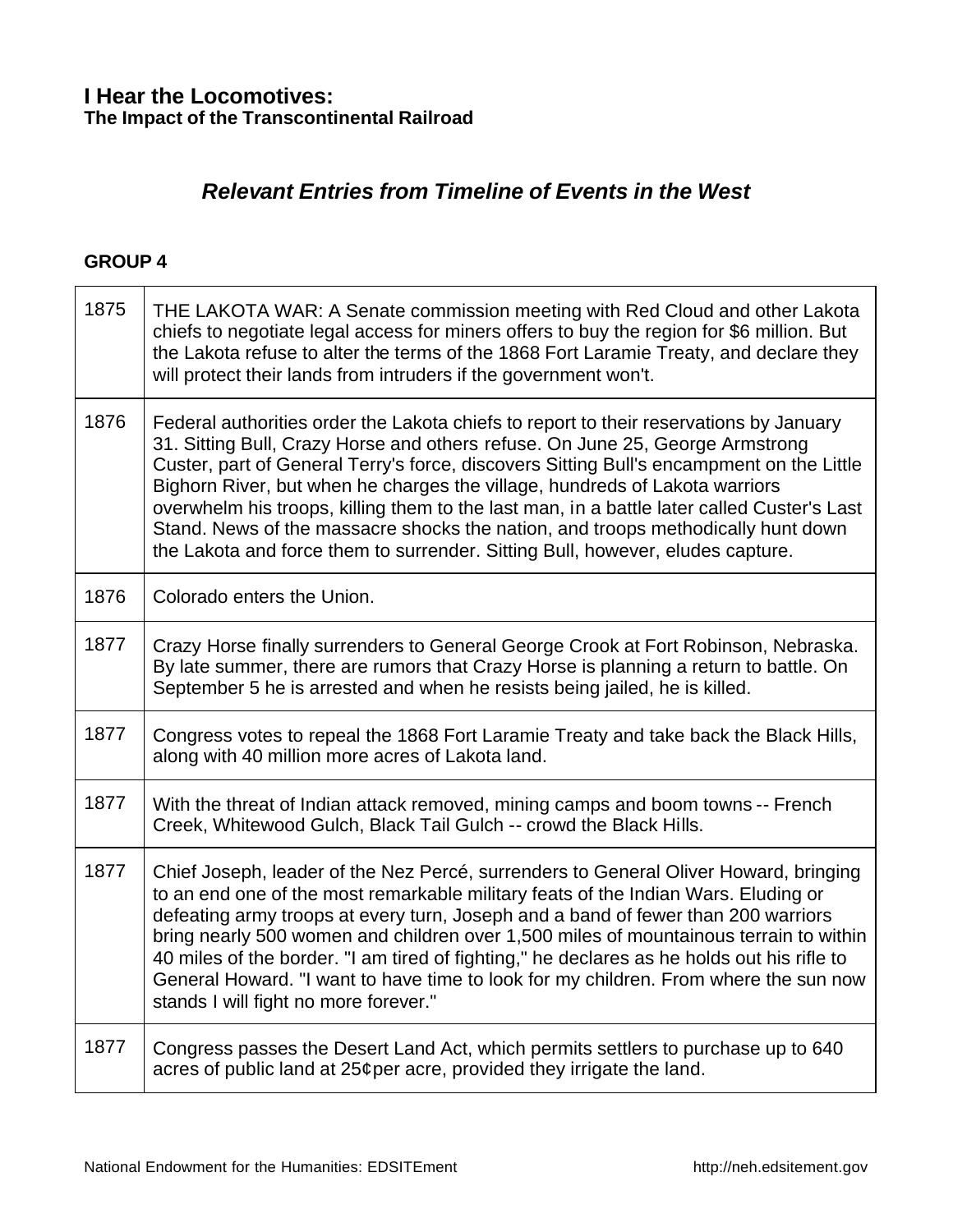**I Hear the Locomotives:**
**The Impact of the Transcontinental Railroad**

## *Relevant Entries from Timeline of Events in the West*

**GROUP 4**

| | |
|---|---|
| 1875 | THE LAKOTA WAR: A Senate commission meeting with Red Cloud and other Lakota chiefs to negotiate legal access for miners offers to buy the region for $6 million. But the Lakota refuse to alter the terms of the 1868 Fort Laramie Treaty, and declare they will protect their lands from intruders if the government won't. |
| 1876 | Federal authorities order the Lakota chiefs to report to their reservations by January 31. Sitting Bull, Crazy Horse and others refuse. On June 25, George Armstrong Custer, part of General Terry's force, discovers Sitting Bull's encampment on the Little Bighorn River, but when he charges the village, hundreds of Lakota warriors overwhelm his troops, killing them to the last man, in a battle later called Custer's Last Stand. News of the massacre shocks the nation, and troops methodically hunt down the Lakota and force them to surrender. Sitting Bull, however, eludes capture. |
| 1876 | Colorado enters the Union. |
| 1877 | Crazy Horse finally surrenders to General George Crook at Fort Robinson, Nebraska. By late summer, there are rumors that Crazy Horse is planning a return to battle. On September 5 he is arrested and when he resists being jailed, he is killed. |
| 1877 | Congress votes to repeal the 1868 Fort Laramie Treaty and take back the Black Hills, along with 40 million more acres of Lakota land. |
| 1877 | With the threat of Indian attack removed, mining camps and boom towns -- French Creek, Whitewood Gulch, Black Tail Gulch -- crowd the Black Hills. |
| 1877 | Chief Joseph, leader of the Nez Percé, surrenders to General Oliver Howard, bringing to an end one of the most remarkable military feats of the Indian Wars. Eluding or defeating army troops at every turn, Joseph and a band of fewer than 200 warriors bring nearly 500 women and children over 1,500 miles of mountainous terrain to within 40 miles of the border. "I am tired of fighting," he declares as he holds out his rifle to General Howard. "I want to have time to look for my children. From where the sun now stands I will fight no more forever." |
| 1877 | Congress passes the Desert Land Act, which permits settlers to purchase up to 640 acres of public land at 25¢per acre, provided they irrigate the land. |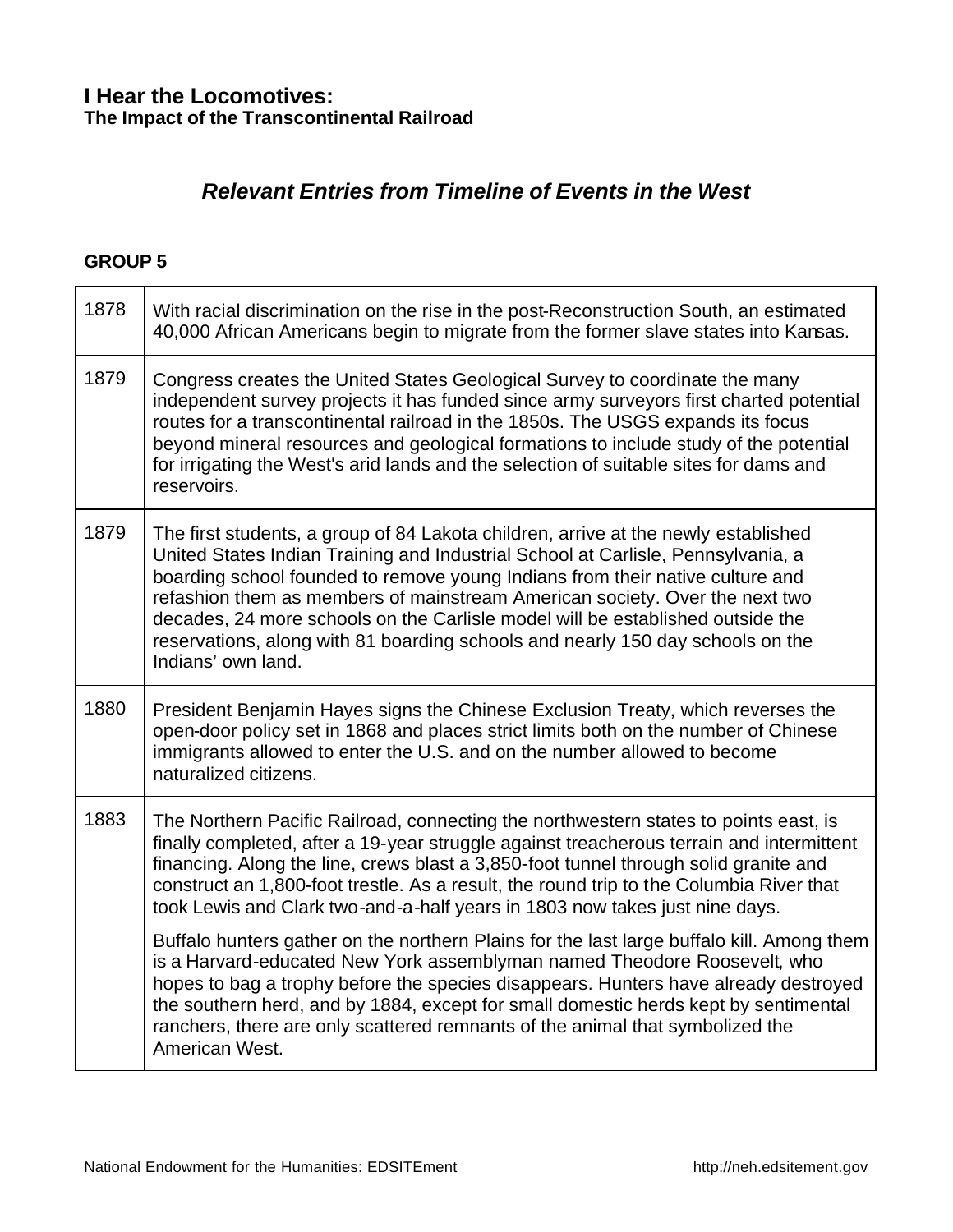# I Hear the Locomotives:
**The Impact of the Transcontinental Railroad**

## *Relevant Entries from Timeline of Events in the West*

### GROUP 5

| | |
|---|---|
| 1878 | With racial discrimination on the rise in the post-Reconstruction South, an estimated 40,000 African Americans begin to migrate from the former slave states into Kansas. |
| 1879 | Congress creates the United States Geological Survey to coordinate the many independent survey projects it has funded since army surveyors first charted potential routes for a transcontinental railroad in the 1850s. The USGS expands its focus beyond mineral resources and geological formations to include study of the potential for irrigating the West's arid lands and the selection of suitable sites for dams and reservoirs. |
| 1879 | The first students, a group of 84 Lakota children, arrive at the newly established United States Indian Training and Industrial School at Carlisle, Pennsylvania, a boarding school founded to remove young Indians from their native culture and refashion them as members of mainstream American society. Over the next two decades, 24 more schools on the Carlisle model will be established outside the reservations, along with 81 boarding schools and nearly 150 day schools on the Indians' own land. |
| 1880 | President Benjamin Hayes signs the Chinese Exclusion Treaty, which reverses the open-door policy set in 1868 and places strict limits both on the number of Chinese immigrants allowed to enter the U.S. and on the number allowed to become naturalized citizens. |
| 1883 | The Northern Pacific Railroad, connecting the northwestern states to points east, is finally completed, after a 19-year struggle against treacherous terrain and intermittent financing. Along the line, crews blast a 3,850-foot tunnel through solid granite and construct an 1,800-foot trestle. As a result, the round trip to the Columbia River that took Lewis and Clark two-and-a-half years in 1803 now takes just nine days.<br><br>Buffalo hunters gather on the northern Plains for the last large buffalo kill. Among them is a Harvard-educated New York assemblyman named Theodore Roosevelt, who hopes to bag a trophy before the species disappears. Hunters have already destroyed the southern herd, and by 1884, except for small domestic herds kept by sentimental ranchers, there are only scattered remnants of the animal that symbolized the American West. |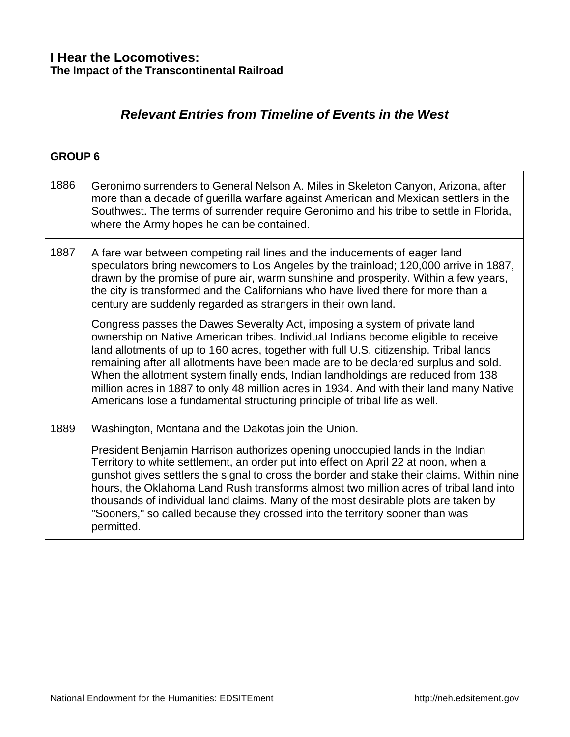# I Hear the Locomotives:
### The Impact of the Transcontinental Railroad

## *Relevant Entries from Timeline of Events in the West*

**GROUP 6**

| | |
|---|---|
| 1886 | Geronimo surrenders to General Nelson A. Miles in Skeleton Canyon, Arizona, after more than a decade of guerilla warfare against American and Mexican settlers in the Southwest. The terms of surrender require Geronimo and his tribe to settle in Florida, where the Army hopes he can be contained. |
| 1887 | A fare war between competing rail lines and the inducements of eager land speculators bring newcomers to Los Angeles by the trainload; 120,000 arrive in 1887, drawn by the promise of pure air, warm sunshine and prosperity. Within a few years, the city is transformed and the Californians who have lived there for more than a century are suddenly regarded as strangers in their own land.<br><br>Congress passes the Dawes Severalty Act, imposing a system of private land ownership on Native American tribes. Individual Indians become eligible to receive land allotments of up to 160 acres, together with full U.S. citizenship. Tribal lands remaining after all allotments have been made are to be declared surplus and sold. When the allotment system finally ends, Indian landholdings are reduced from 138 million acres in 1887 to only 48 million acres in 1934. And with their land many Native Americans lose a fundamental structuring principle of tribal life as well. |
| 1889 | Washington, Montana and the Dakotas join the Union.<br><br>President Benjamin Harrison authorizes opening unoccupied lands in the Indian Territory to white settlement, an order put into effect on April 22 at noon, when a gunshot gives settlers the signal to cross the border and stake their claims. Within nine hours, the Oklahoma Land Rush transforms almost two million acres of tribal land into thousands of individual land claims. Many of the most desirable plots are taken by "Sooners," so called because they crossed into the territory sooner than was permitted. |